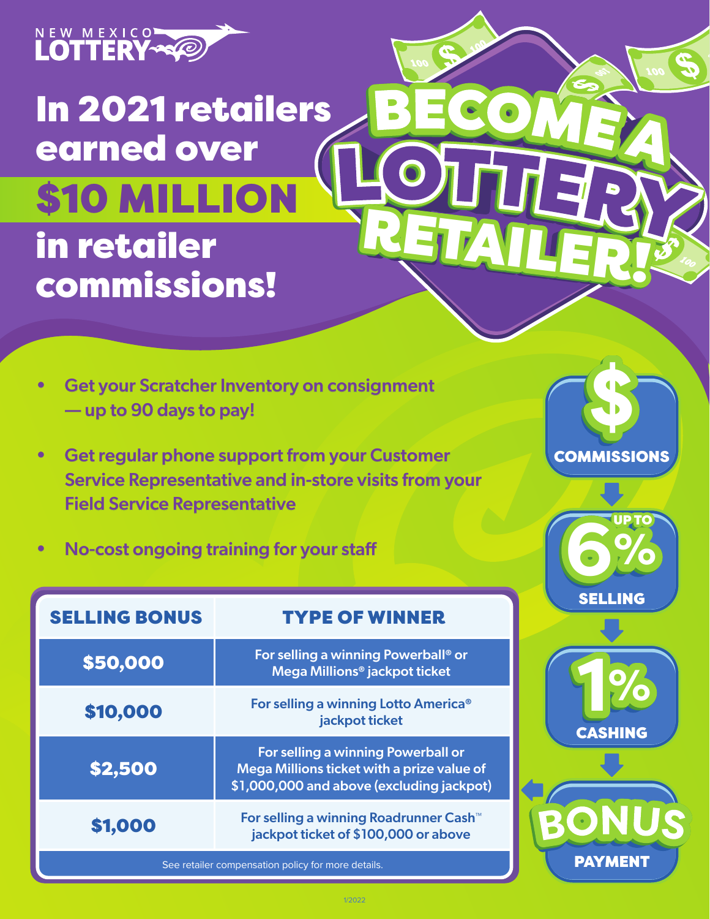NEW MEXICO LOTTERY

# In 2021 retailers earned over $10 MILLION in retailer commissions!

# BECOME A LOTTERY RETAILER!

- Get your Scratcher Inventory on consignment — up to 90 days to pay!
- Get regular phone support from your Customer Service Representative and in-store visits from your Field Service Representative
- No-cost ongoing training for your staff

**COMMISSIONS**

**UP TO 6% SELLING**

**1% CASHING**

**BONUS PAYMENT**

| SELLING BONUS | TYPE OF WINNER |
| --- | --- |
| $50,000 | For selling a winning Powerball® or Mega Millions® jackpot ticket |
| $10,000 | For selling a winning Lotto America® jackpot ticket |
| $2,500 | For selling a winning Powerball or Mega Millions ticket with a prize value of $1,000,000 and above (excluding jackpot) |
| $1,000 | For selling a winning Roadrunner Cash™ jackpot ticket of $100,000 or above |

See retailer compensation policy for more details.

1/2022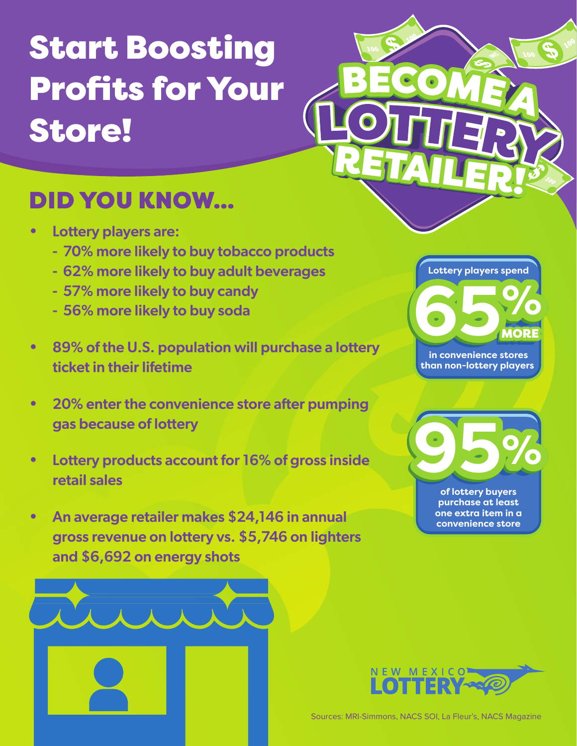# Start Boosting Profits for Your Store!

BECOME A LOTTERY RETAILER!

## DID YOU KNOW...

- Lottery players are:
  - 70% more likely to buy tobacco products
  - 62% more likely to buy adult beverages
  - 57% more likely to buy candy
  - 56% more likely to buy soda
- 89% of the U.S. population will purchase a lottery ticket in their lifetime
- 20% enter the convenience store after pumping gas because of lottery
- Lottery products account for 16% of gross inside retail sales
- An average retailer makes $24,146 in annual gross revenue on lottery vs. $5,746 on lighters and $6,692 on energy shots

Lottery players spend **65% MORE** in convenience stores than non-lottery players

**95%** of lottery buyers purchase at least one extra item in a convenience store

NEW MEXICO LOTTERY

Sources: MRI-Simmons, NACS SOI, La Fleur's, NACS Magazine